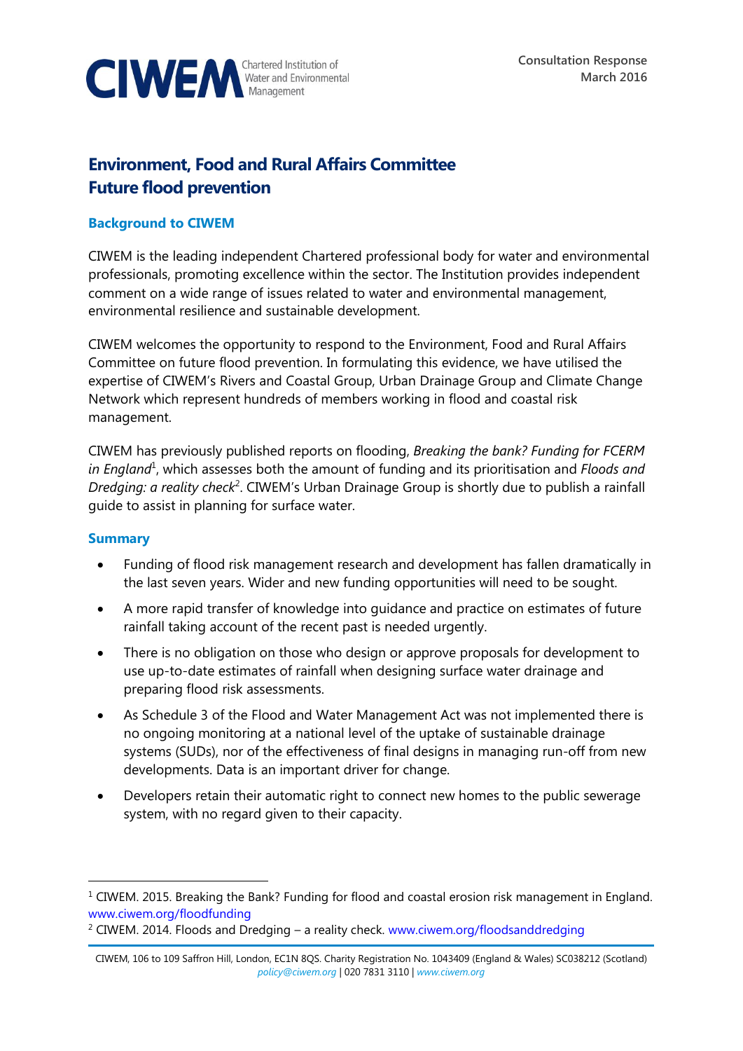**CIWEM** Chartered Institution of Water and Environmental Management

**Consultation Response**
**March 2016**

# Environment, Food and Rural Affairs Committee
# Future flood prevention

## Background to CIWEM

CIWEM is the leading independent Chartered professional body for water and environmental professionals, promoting excellence within the sector. The Institution provides independent comment on a wide range of issues related to water and environmental management, environmental resilience and sustainable development.

CIWEM welcomes the opportunity to respond to the Environment, Food and Rural Affairs Committee on future flood prevention. In formulating this evidence, we have utilised the expertise of CIWEM's Rivers and Coastal Group, Urban Drainage Group and Climate Change Network which represent hundreds of members working in flood and coastal risk management.

CIWEM has previously published reports on flooding, *Breaking the bank? Funding for FCERM in England*[1], which assesses both the amount of funding and its prioritisation and *Floods and Dredging: a reality check*[2]. CIWEM's Urban Drainage Group is shortly due to publish a rainfall guide to assist in planning for surface water.

## Summary

- Funding of flood risk management research and development has fallen dramatically in the last seven years. Wider and new funding opportunities will need to be sought.
- A more rapid transfer of knowledge into guidance and practice on estimates of future rainfall taking account of the recent past is needed urgently.
- There is no obligation on those who design or approve proposals for development to use up-to-date estimates of rainfall when designing surface water drainage and preparing flood risk assessments.
- As Schedule 3 of the Flood and Water Management Act was not implemented there is no ongoing monitoring at a national level of the uptake of sustainable drainage systems (SUDs), nor of the effectiveness of final designs in managing run-off from new developments. Data is an important driver for change.
- Developers retain their automatic right to connect new homes to the public sewerage system, with no regard given to their capacity.

---

[1] CIWEM. 2015. Breaking the Bank? Funding for flood and coastal erosion risk management in England. www.ciwem.org/floodfunding

[2] CIWEM. 2014. Floods and Dredging – a reality check. www.ciwem.org/floodsanddredging

CIWEM, 106 to 109 Saffron Hill, London, EC1N 8QS. Charity Registration No. 1043409 (England & Wales) SC038212 (Scotland)
*policy@ciwem.org* | 020 7831 3110 | *www.ciwem.org*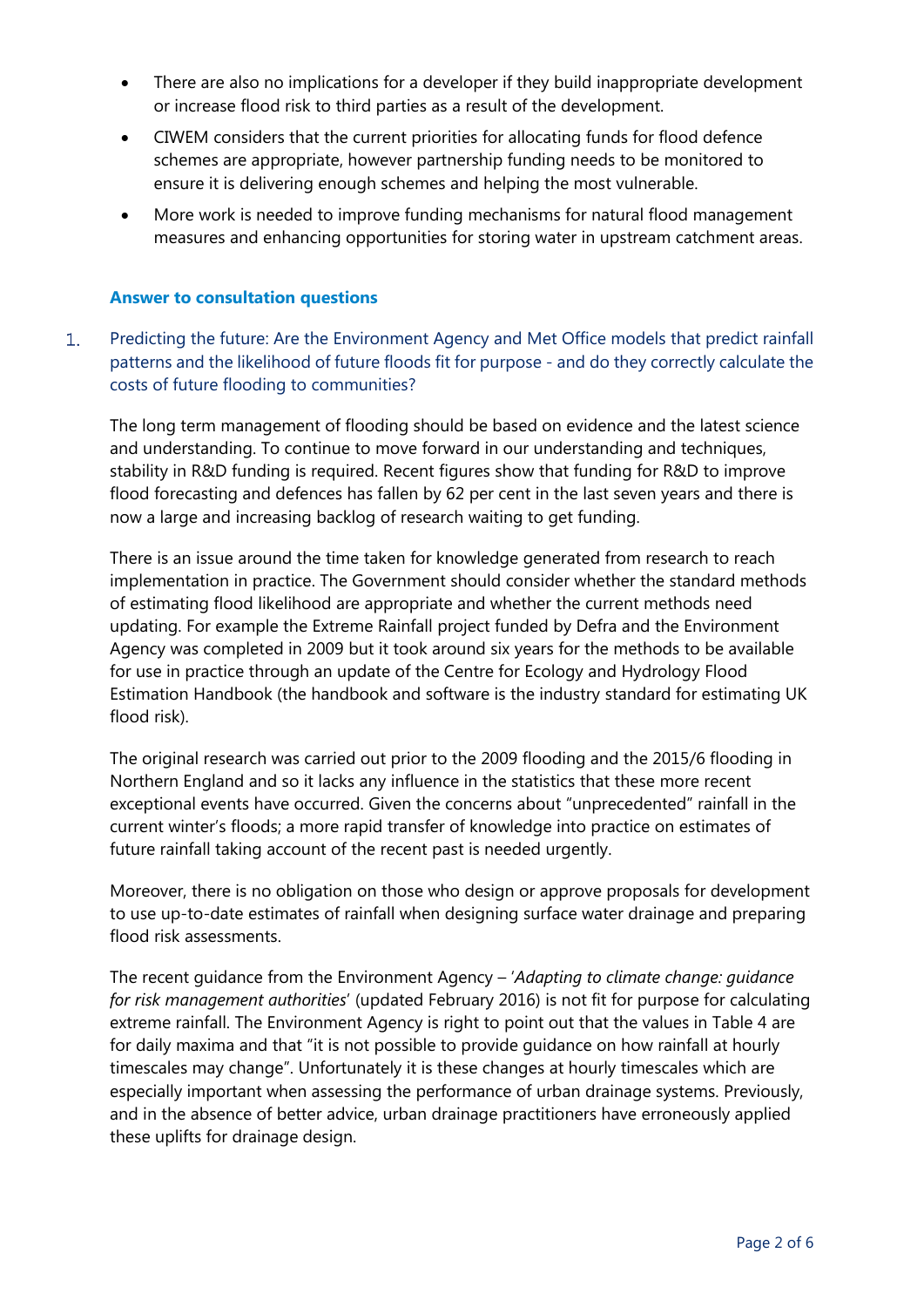- There are also no implications for a developer if they build inappropriate development or increase flood risk to third parties as a result of the development.
- CIWEM considers that the current priorities for allocating funds for flood defence schemes are appropriate, however partnership funding needs to be monitored to ensure it is delivering enough schemes and helping the most vulnerable.
- More work is needed to improve funding mechanisms for natural flood management measures and enhancing opportunities for storing water in upstream catchment areas.

## Answer to consultation questions

1. Predicting the future: Are the Environment Agency and Met Office models that predict rainfall patterns and the likelihood of future floods fit for purpose - and do they correctly calculate the costs of future flooding to communities?

The long term management of flooding should be based on evidence and the latest science and understanding. To continue to move forward in our understanding and techniques, stability in R&D funding is required. Recent figures show that funding for R&D to improve flood forecasting and defences has fallen by 62 per cent in the last seven years and there is now a large and increasing backlog of research waiting to get funding.

There is an issue around the time taken for knowledge generated from research to reach implementation in practice. The Government should consider whether the standard methods of estimating flood likelihood are appropriate and whether the current methods need updating. For example the Extreme Rainfall project funded by Defra and the Environment Agency was completed in 2009 but it took around six years for the methods to be available for use in practice through an update of the Centre for Ecology and Hydrology Flood Estimation Handbook (the handbook and software is the industry standard for estimating UK flood risk).

The original research was carried out prior to the 2009 flooding and the 2015/6 flooding in Northern England and so it lacks any influence in the statistics that these more recent exceptional events have occurred. Given the concerns about "unprecedented" rainfall in the current winter's floods; a more rapid transfer of knowledge into practice on estimates of future rainfall taking account of the recent past is needed urgently.

Moreover, there is no obligation on those who design or approve proposals for development to use up-to-date estimates of rainfall when designing surface water drainage and preparing flood risk assessments.

The recent guidance from the Environment Agency – '*Adapting to climate change: guidance for risk management authorities*' (updated February 2016) is not fit for purpose for calculating extreme rainfall. The Environment Agency is right to point out that the values in Table 4 are for daily maxima and that "it is not possible to provide guidance on how rainfall at hourly timescales may change". Unfortunately it is these changes at hourly timescales which are especially important when assessing the performance of urban drainage systems. Previously, and in the absence of better advice, urban drainage practitioners have erroneously applied these uplifts for drainage design.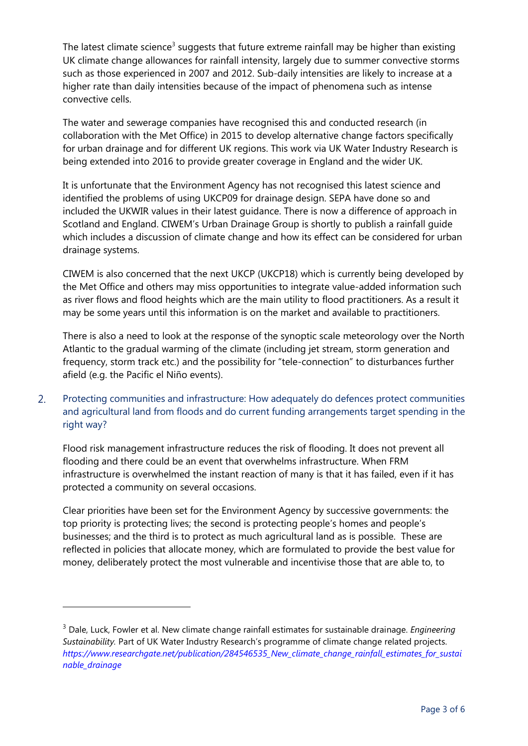The latest climate science[3] suggests that future extreme rainfall may be higher than existing UK climate change allowances for rainfall intensity, largely due to summer convective storms such as those experienced in 2007 and 2012. Sub-daily intensities are likely to increase at a higher rate than daily intensities because of the impact of phenomena such as intense convective cells.

The water and sewerage companies have recognised this and conducted research (in collaboration with the Met Office) in 2015 to develop alternative change factors specifically for urban drainage and for different UK regions. This work via UK Water Industry Research is being extended into 2016 to provide greater coverage in England and the wider UK.

It is unfortunate that the Environment Agency has not recognised this latest science and identified the problems of using UKCP09 for drainage design. SEPA have done so and included the UKWIR values in their latest guidance. There is now a difference of approach in Scotland and England. CIWEM's Urban Drainage Group is shortly to publish a rainfall guide which includes a discussion of climate change and how its effect can be considered for urban drainage systems.

CIWEM is also concerned that the next UKCP (UKCP18) which is currently being developed by the Met Office and others may miss opportunities to integrate value-added information such as river flows and flood heights which are the main utility to flood practitioners. As a result it may be some years until this information is on the market and available to practitioners.

There is also a need to look at the response of the synoptic scale meteorology over the North Atlantic to the gradual warming of the climate (including jet stream, storm generation and frequency, storm track etc.) and the possibility for "tele-connection" to disturbances further afield (e.g. the Pacific el Niño events).

## 2. Protecting communities and infrastructure: How adequately do defences protect communities and agricultural land from floods and do current funding arrangements target spending in the right way?

Flood risk management infrastructure reduces the risk of flooding. It does not prevent all flooding and there could be an event that overwhelms infrastructure. When FRM infrastructure is overwhelmed the instant reaction of many is that it has failed, even if it has protected a community on several occasions.

Clear priorities have been set for the Environment Agency by successive governments: the top priority is protecting lives; the second is protecting people's homes and people's businesses; and the third is to protect as much agricultural land as is possible. These are reflected in policies that allocate money, which are formulated to provide the best value for money, deliberately protect the most vulnerable and incentivise those that are able to, to

---

[3] Dale, Luck, Fowler et al. New climate change rainfall estimates for sustainable drainage. *Engineering Sustainability.* Part of UK Water Industry Research's programme of climate change related projects. *https://www.researchgate.net/publication/284546535_New_climate_change_rainfall_estimates_for_sustainable_drainage*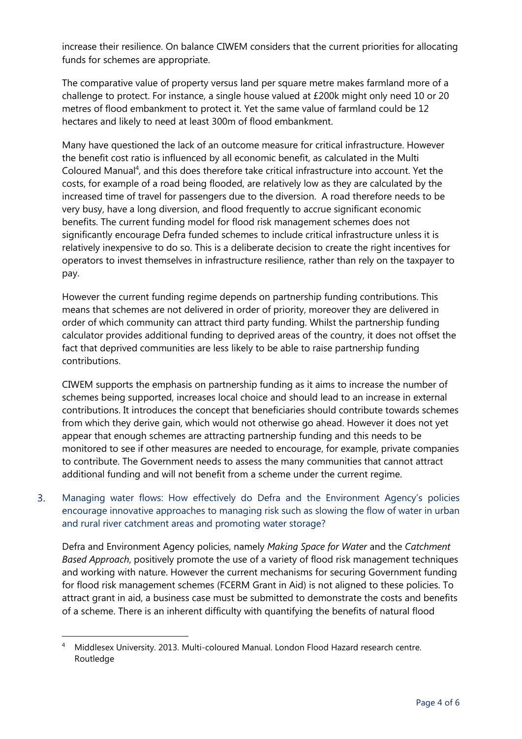increase their resilience. On balance CIWEM considers that the current priorities for allocating funds for schemes are appropriate.

The comparative value of property versus land per square metre makes farmland more of a challenge to protect. For instance, a single house valued at £200k might only need 10 or 20 metres of flood embankment to protect it. Yet the same value of farmland could be 12 hectares and likely to need at least 300m of flood embankment.

Many have questioned the lack of an outcome measure for critical infrastructure. However the benefit cost ratio is influenced by all economic benefit, as calculated in the Multi Coloured Manual[4], and this does therefore take critical infrastructure into account. Yet the costs, for example of a road being flooded, are relatively low as they are calculated by the increased time of travel for passengers due to the diversion. A road therefore needs to be very busy, have a long diversion, and flood frequently to accrue significant economic benefits. The current funding model for flood risk management schemes does not significantly encourage Defra funded schemes to include critical infrastructure unless it is relatively inexpensive to do so. This is a deliberate decision to create the right incentives for operators to invest themselves in infrastructure resilience, rather than rely on the taxpayer to pay.

However the current funding regime depends on partnership funding contributions. This means that schemes are not delivered in order of priority, moreover they are delivered in order of which community can attract third party funding. Whilst the partnership funding calculator provides additional funding to deprived areas of the country, it does not offset the fact that deprived communities are less likely to be able to raise partnership funding contributions.

CIWEM supports the emphasis on partnership funding as it aims to increase the number of schemes being supported, increases local choice and should lead to an increase in external contributions. It introduces the concept that beneficiaries should contribute towards schemes from which they derive gain, which would not otherwise go ahead. However it does not yet appear that enough schemes are attracting partnership funding and this needs to be monitored to see if other measures are needed to encourage, for example, private companies to contribute. The Government needs to assess the many communities that cannot attract additional funding and will not benefit from a scheme under the current regime.

### 3. Managing water flows: How effectively do Defra and the Environment Agency's policies encourage innovative approaches to managing risk such as slowing the flow of water in urban and rural river catchment areas and promoting water storage?

Defra and Environment Agency policies, namely *Making Space for Water* and the *Catchment Based Approach*, positively promote the use of a variety of flood risk management techniques and working with nature. However the current mechanisms for securing Government funding for flood risk management schemes (FCERM Grant in Aid) is not aligned to these policies. To attract grant in aid, a business case must be submitted to demonstrate the costs and benefits of a scheme. There is an inherent difficulty with quantifying the benefits of natural flood

---

[4] Middlesex University. 2013. Multi-coloured Manual. London Flood Hazard research centre. Routledge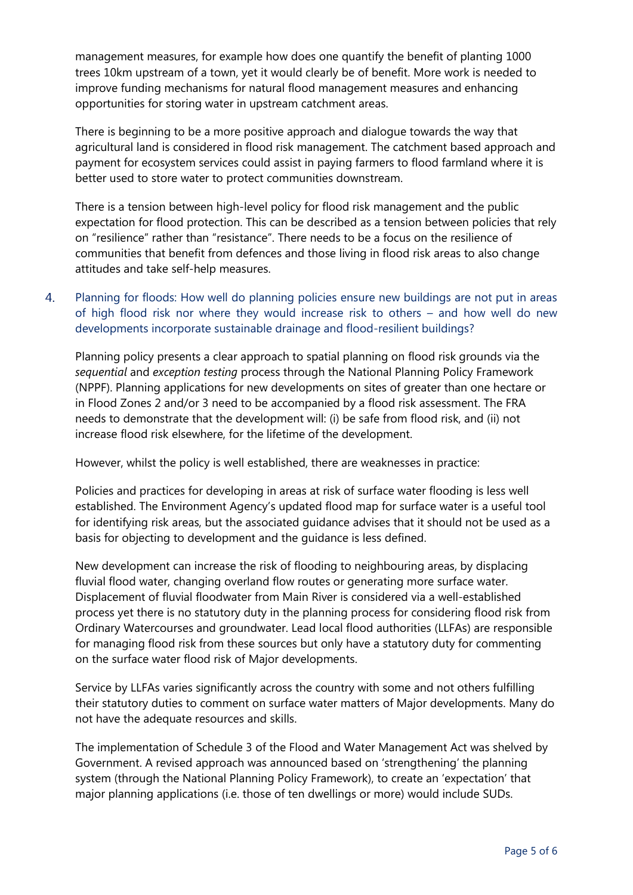management measures, for example how does one quantify the benefit of planting 1000 trees 10km upstream of a town, yet it would clearly be of benefit. More work is needed to improve funding mechanisms for natural flood management measures and enhancing opportunities for storing water in upstream catchment areas.

There is beginning to be a more positive approach and dialogue towards the way that agricultural land is considered in flood risk management. The catchment based approach and payment for ecosystem services could assist in paying farmers to flood farmland where it is better used to store water to protect communities downstream.

There is a tension between high-level policy for flood risk management and the public expectation for flood protection. This can be described as a tension between policies that rely on "resilience" rather than "resistance". There needs to be a focus on the resilience of communities that benefit from defences and those living in flood risk areas to also change attitudes and take self-help measures.

4. Planning for floods: How well do planning policies ensure new buildings are not put in areas of high flood risk nor where they would increase risk to others – and how well do new developments incorporate sustainable drainage and flood-resilient buildings?

Planning policy presents a clear approach to spatial planning on flood risk grounds via the *sequential* and *exception testing* process through the National Planning Policy Framework (NPPF). Planning applications for new developments on sites of greater than one hectare or in Flood Zones 2 and/or 3 need to be accompanied by a flood risk assessment. The FRA needs to demonstrate that the development will: (i) be safe from flood risk, and (ii) not increase flood risk elsewhere, for the lifetime of the development.

However, whilst the policy is well established, there are weaknesses in practice:

Policies and practices for developing in areas at risk of surface water flooding is less well established. The Environment Agency's updated flood map for surface water is a useful tool for identifying risk areas, but the associated guidance advises that it should not be used as a basis for objecting to development and the guidance is less defined.

New development can increase the risk of flooding to neighbouring areas, by displacing fluvial flood water, changing overland flow routes or generating more surface water. Displacement of fluvial floodwater from Main River is considered via a well-established process yet there is no statutory duty in the planning process for considering flood risk from Ordinary Watercourses and groundwater. Lead local flood authorities (LLFAs) are responsible for managing flood risk from these sources but only have a statutory duty for commenting on the surface water flood risk of Major developments.

Service by LLFAs varies significantly across the country with some and not others fulfilling their statutory duties to comment on surface water matters of Major developments. Many do not have the adequate resources and skills.

The implementation of Schedule 3 of the Flood and Water Management Act was shelved by Government. A revised approach was announced based on 'strengthening' the planning system (through the National Planning Policy Framework), to create an 'expectation' that major planning applications (i.e. those of ten dwellings or more) would include SUDs.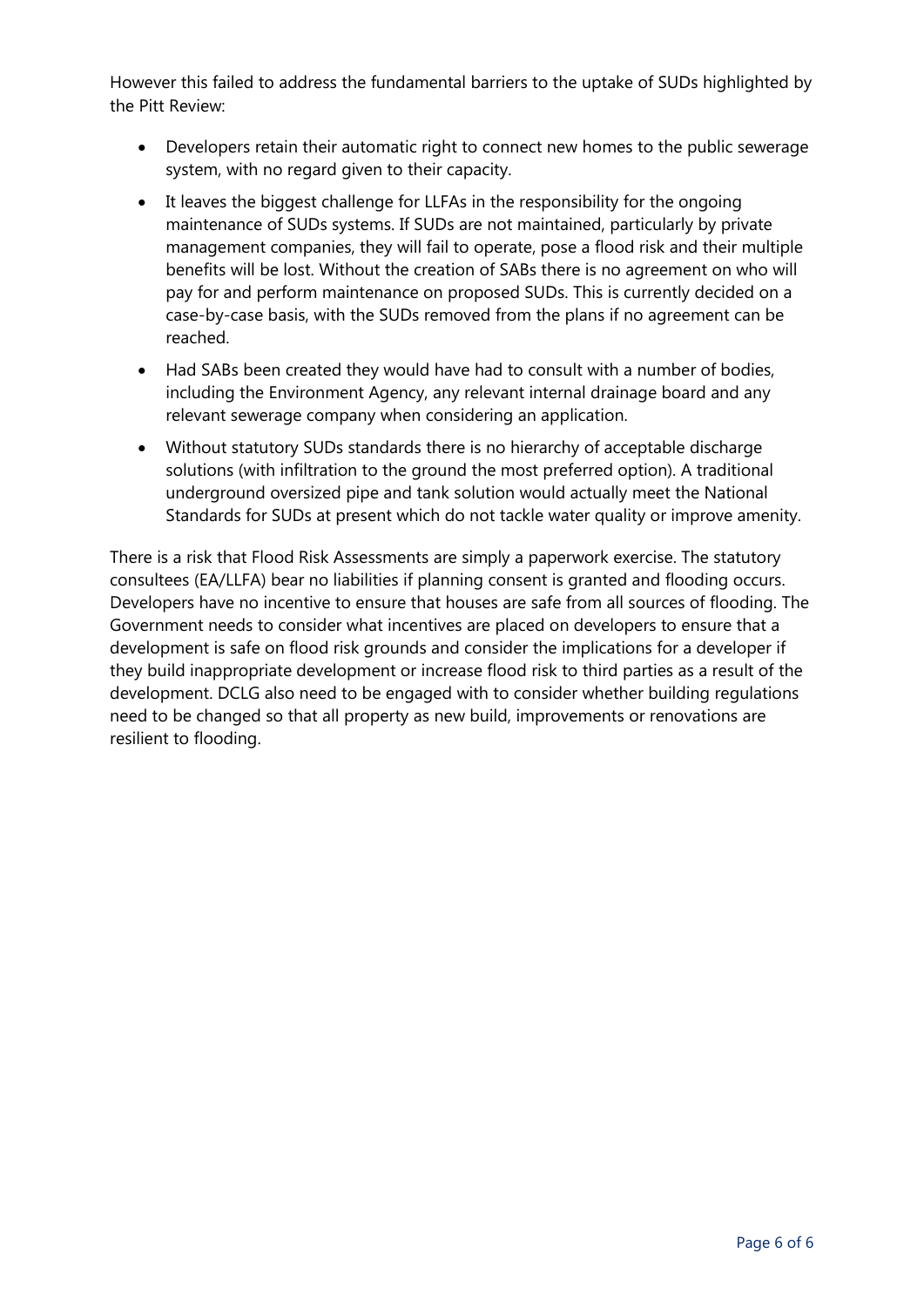However this failed to address the fundamental barriers to the uptake of SUDs highlighted by the Pitt Review:

- Developers retain their automatic right to connect new homes to the public sewerage system, with no regard given to their capacity.
- It leaves the biggest challenge for LLFAs in the responsibility for the ongoing maintenance of SUDs systems. If SUDs are not maintained, particularly by private management companies, they will fail to operate, pose a flood risk and their multiple benefits will be lost. Without the creation of SABs there is no agreement on who will pay for and perform maintenance on proposed SUDs. This is currently decided on a case-by-case basis, with the SUDs removed from the plans if no agreement can be reached.
- Had SABs been created they would have had to consult with a number of bodies, including the Environment Agency, any relevant internal drainage board and any relevant sewerage company when considering an application.
- Without statutory SUDs standards there is no hierarchy of acceptable discharge solutions (with infiltration to the ground the most preferred option). A traditional underground oversized pipe and tank solution would actually meet the National Standards for SUDs at present which do not tackle water quality or improve amenity.

There is a risk that Flood Risk Assessments are simply a paperwork exercise. The statutory consultees (EA/LLFA) bear no liabilities if planning consent is granted and flooding occurs. Developers have no incentive to ensure that houses are safe from all sources of flooding. The Government needs to consider what incentives are placed on developers to ensure that a development is safe on flood risk grounds and consider the implications for a developer if they build inappropriate development or increase flood risk to third parties as a result of the development. DCLG also need to be engaged with to consider whether building regulations need to be changed so that all property as new build, improvements or renovations are resilient to flooding.